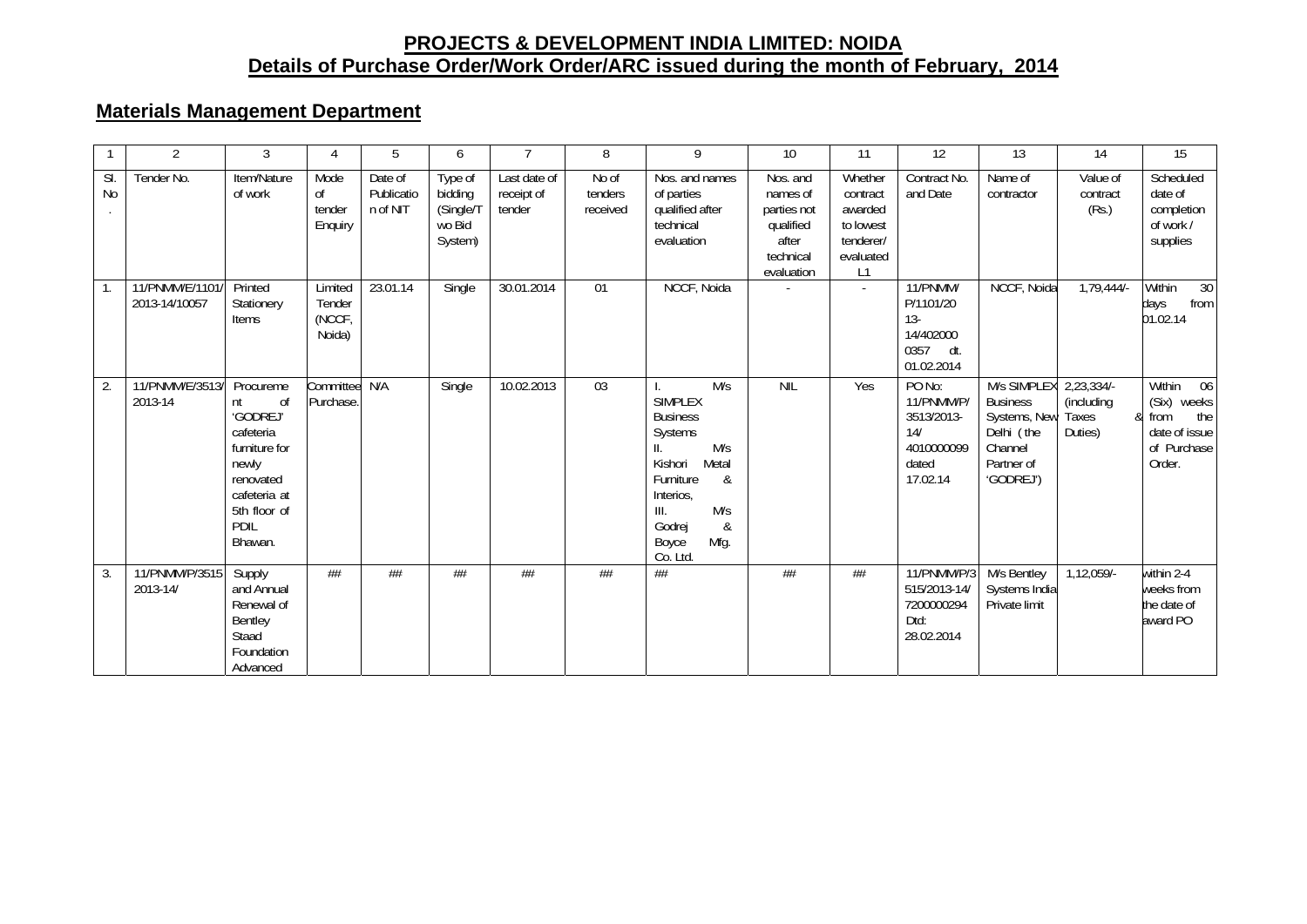# PROJECTS & DEVELOPMENT INDIA LIMITED: NOIDA

## Details of Purchase Order/Work Order/ARC issued during the month of February, 2014

### Materials Management Department

| 1 | 2 | 3 | 4 | 5 | 6 | 7 | 8 | 9 | 10 | 11 | 12 | 13 | 14 | 15 |
|---|---|---|---|---|---|---|---|---|---|---|---|---|---|---|
| Sl. No. | Tender No. | Item/Nature of work | Mode of tender Enquiry | Date of Publication of NIT | Type of bidding (Single/Two Bid System) | Last date of receipt of tender | No of tenders received | Nos. and names of parties qualified after technical evaluation | Nos. and names of parties not qualified after technical evaluation | Whether contract awarded to lowest tenderer/ evaluated L1 | Contract No. and Date | Name of contractor | Value of contract (Rs.) | Scheduled date of completion of work / supplies |
| 1. | 11/PNMM/E/1101/ 2013-14/10057 | Printed Stationery Items | Limited Tender (NCCF, Noida) | 23.01.14 | Single | 30.01.2014 | 01 | NCCF, Noida | - | - | 11/PNMM/ P/1101/2013-14/4020000357 dt. 01.02.2014 | NCCF, Noida | 1,79,444/- | Within 30 days from 01.02.14 |
| 2. | 11/PNMM/E/3513/ 2013-14 | Procurement of 'GODREJ' cafeteria furniture for newly renovated cafeteria at 5th floor of PDIL Bhawan. | Committee Purchase. | N/A | Single | 10.02.2013 | 03 | I. M/s SIMPLEX Business Systems II. M/s Kishori Metal Furniture & Interios, III. M/s Godrej & Boyce Mfg. Co. Ltd. | NIL | Yes | PO No: 11/PNMM/P/ 3513/2013-14/ 4010000099 dated 17.02.14 | M/s SIMPLEX Business Systems, New Delhi ( the Channel Partner of 'GODREJ') | 2,23,334/- (including Taxes & Duties) | Within 06 (Six) weeks from the date of issue of Purchase Order. |
| 3. | 11/PNMM/P/3515 2013-14/ | Supply and Annual Renewal of Bentley Staad Foundation Advanced | ## | ## | ## | ## | ## | ## | ## | ## | 11/PNMM/P/3515/2013-14/ 7200000294 Dtd: 28.02.2014 | M/s Bentley Systems India Private limit | 1,12,059/- | within 2-4 weeks from the date of award PO |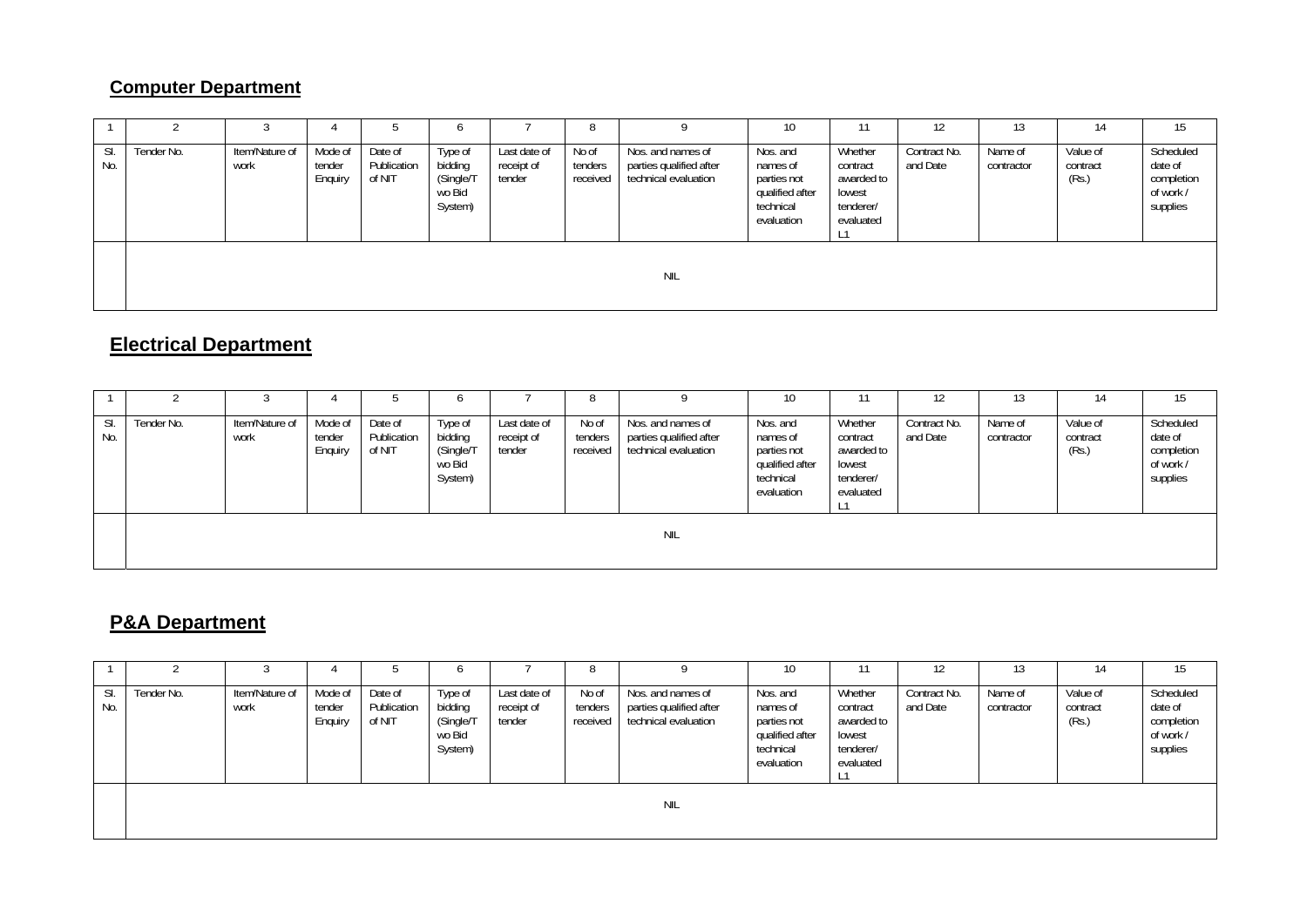## Computer Department

| 1 | 2 | 3 | 4 | 5 | 6 | 7 | 8 | 9 | 10 | 11 | 12 | 13 | 14 | 15 |
|---|---|---|---|---|---|---|---|---|---|---|---|---|---|---|
| Sl. No. | Tender No. | Item/Nature of work | Mode of tender Enquiry | Date of Publication of NIT | Type of bidding (Single/Two Bid System) | Last date of receipt of tender | No of tenders received | Nos. and names of parties qualified after technical evaluation | Nos. and names of parties not qualified after technical evaluation | Whether contract awarded to lowest tenderer/ evaluated L1 | Contract No. and Date | Name of contractor | Value of contract (Rs.) | Scheduled date of completion of work / supplies |
| | NIL | | | | | | | | | | | | | |

## Electrical Department

| 1 | 2 | 3 | 4 | 5 | 6 | 7 | 8 | 9 | 10 | 11 | 12 | 13 | 14 | 15 |
|---|---|---|---|---|---|---|---|---|---|---|---|---|---|---|
| Sl. No. | Tender No. | Item/Nature of work | Mode of tender Enquiry | Date of Publication of NIT | Type of bidding (Single/Two Bid System) | Last date of receipt of tender | No of tenders received | Nos. and names of parties qualified after technical evaluation | Nos. and names of parties not qualified after technical evaluation | Whether contract awarded to lowest tenderer/ evaluated L1 | Contract No. and Date | Name of contractor | Value of contract (Rs.) | Scheduled date of completion of work / supplies |
| | NIL | | | | | | | | | | | | | |

## P&A Department

| 1 | 2 | 3 | 4 | 5 | 6 | 7 | 8 | 9 | 10 | 11 | 12 | 13 | 14 | 15 |
|---|---|---|---|---|---|---|---|---|---|---|---|---|---|---|
| Sl. No. | Tender No. | Item/Nature of work | Mode of tender Enquiry | Date of Publication of NIT | Type of bidding (Single/Two Bid System) | Last date of receipt of tender | No of tenders received | Nos. and names of parties qualified after technical evaluation | Nos. and names of parties not qualified after technical evaluation | Whether contract awarded to lowest tenderer/ evaluated L1 | Contract No. and Date | Name of contractor | Value of contract (Rs.) | Scheduled date of completion of work / supplies |
| | NIL | | | | | | | | | | | | | |